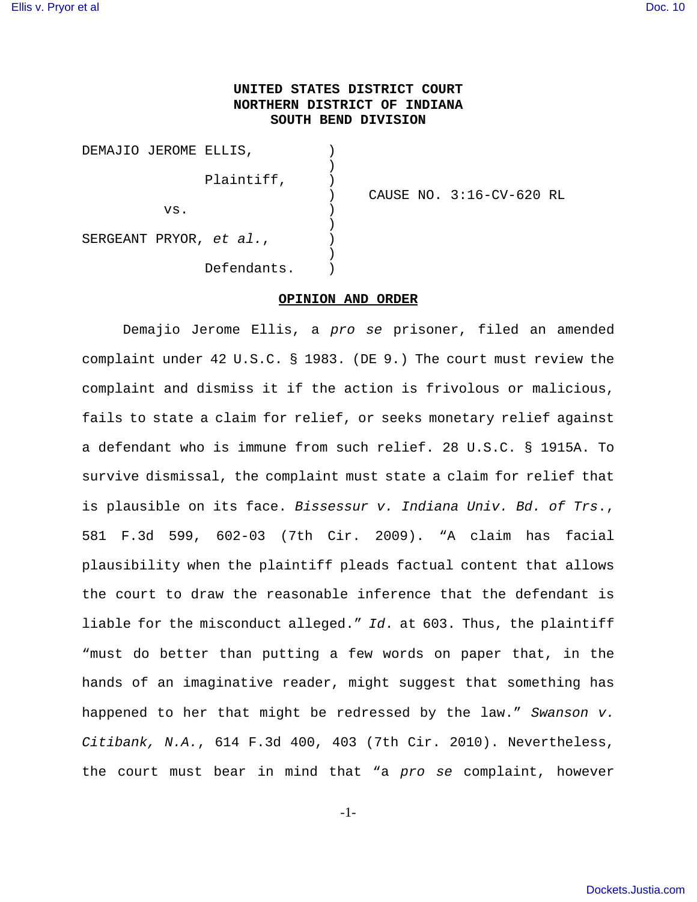**UNITED STATES DISTRICT COURT**
**NORTHERN DISTRICT OF INDIANA**
**SOUTH BEND DIVISION**

| | | |
|---|---|---|
| DEMAJIO JEROME ELLIS, | ) | |
| | ) | |
| Plaintiff, | ) | |
| | ) | CAUSE NO. 3:16-CV-620 RL |
| vs. | ) | |
| | ) | |
| SERGEANT PRYOR, *et al.*, | ) | |
| | ) | |
| Defendants. | ) | |

**OPINION AND ORDER**

Demajio Jerome Ellis, a *pro se* prisoner, filed an amended complaint under 42 U.S.C. § 1983. (DE 9.) The court must review the complaint and dismiss it if the action is frivolous or malicious, fails to state a claim for relief, or seeks monetary relief against a defendant who is immune from such relief. 28 U.S.C. § 1915A. To survive dismissal, the complaint must state a claim for relief that is plausible on its face. *Bissessur v. Indiana Univ. Bd. of Trs.*, 581 F.3d 599, 602-03 (7th Cir. 2009). "A claim has facial plausibility when the plaintiff pleads factual content that allows the court to draw the reasonable inference that the defendant is liable for the misconduct alleged." *Id*. at 603. Thus, the plaintiff "must do better than putting a few words on paper that, in the hands of an imaginative reader, might suggest that something has happened to her that might be redressed by the law." *Swanson v. Citibank, N.A.*, 614 F.3d 400, 403 (7th Cir. 2010). Nevertheless, the court must bear in mind that "a *pro se* complaint, however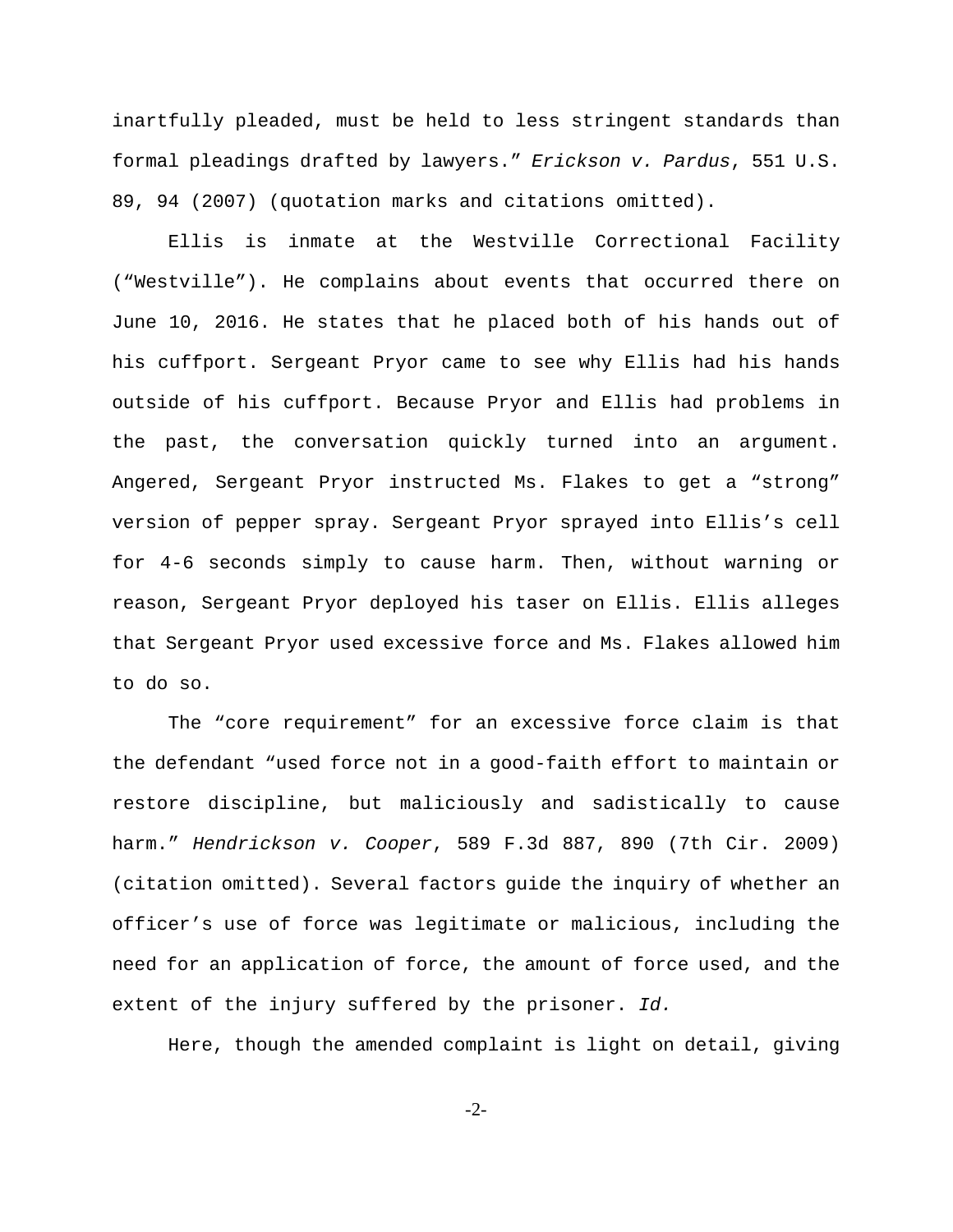inartfully pleaded, must be held to less stringent standards than formal pleadings drafted by lawyers." *Erickson v. Pardus*, 551 U.S. 89, 94 (2007) (quotation marks and citations omitted).

Ellis is inmate at the Westville Correctional Facility ("Westville"). He complains about events that occurred there on June 10, 2016. He states that he placed both of his hands out of his cuffport. Sergeant Pryor came to see why Ellis had his hands outside of his cuffport. Because Pryor and Ellis had problems in the past, the conversation quickly turned into an argument. Angered, Sergeant Pryor instructed Ms. Flakes to get a "strong" version of pepper spray. Sergeant Pryor sprayed into Ellis's cell for 4-6 seconds simply to cause harm. Then, without warning or reason, Sergeant Pryor deployed his taser on Ellis. Ellis alleges that Sergeant Pryor used excessive force and Ms. Flakes allowed him to do so.

The "core requirement" for an excessive force claim is that the defendant "used force not in a good-faith effort to maintain or restore discipline, but maliciously and sadistically to cause harm." *Hendrickson v. Cooper*, 589 F.3d 887, 890 (7th Cir. 2009) (citation omitted). Several factors guide the inquiry of whether an officer's use of force was legitimate or malicious, including the need for an application of force, the amount of force used, and the extent of the injury suffered by the prisoner. *Id.*

Here, though the amended complaint is light on detail, giving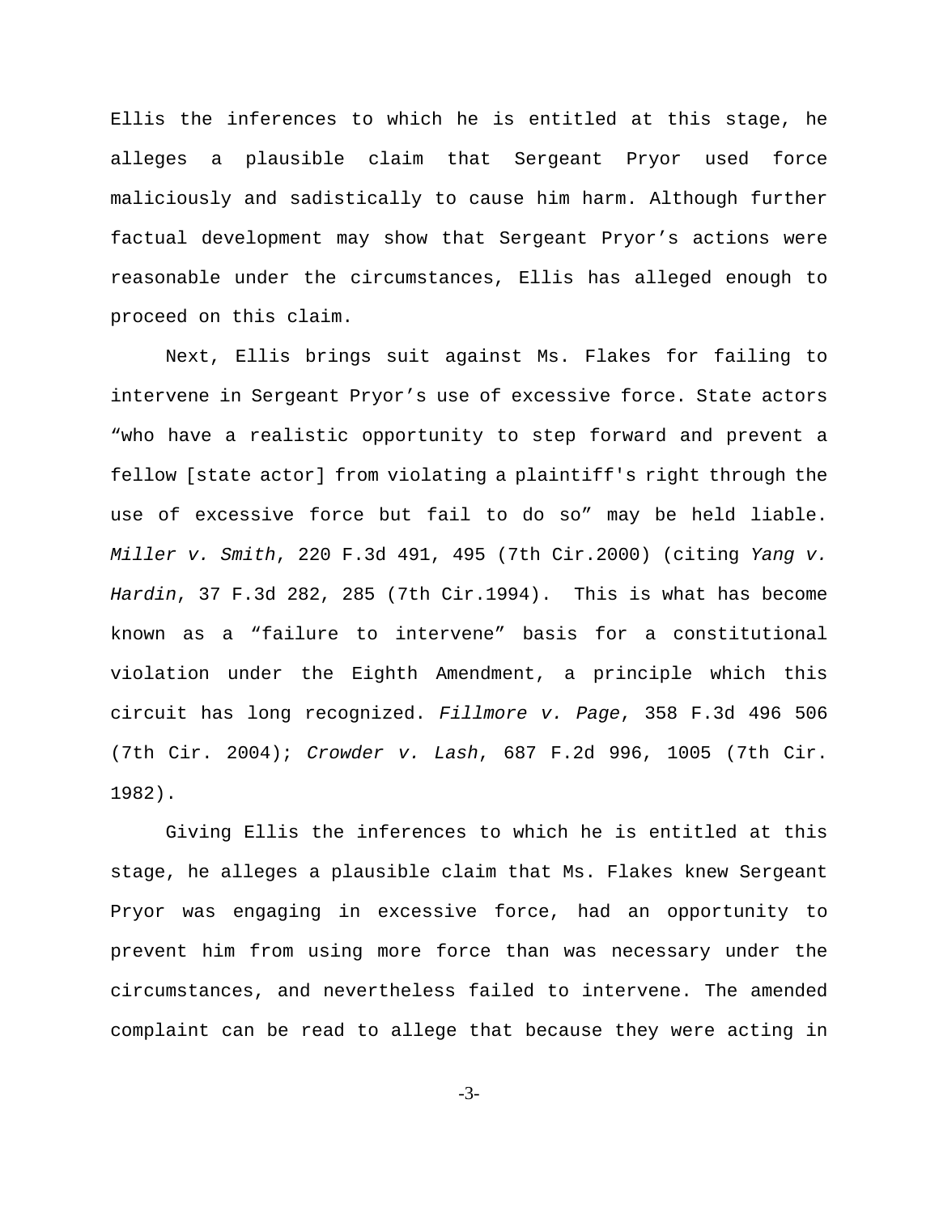Ellis the inferences to which he is entitled at this stage, he alleges a plausible claim that Sergeant Pryor used force maliciously and sadistically to cause him harm. Although further factual development may show that Sergeant Pryor's actions were reasonable under the circumstances, Ellis has alleged enough to proceed on this claim.

Next, Ellis brings suit against Ms. Flakes for failing to intervene in Sergeant Pryor's use of excessive force. State actors "who have a realistic opportunity to step forward and prevent a fellow [state actor] from violating a plaintiff's right through the use of excessive force but fail to do so" may be held liable. *Miller v. Smith*, 220 F.3d 491, 495 (7th Cir.2000) (citing *Yang v. Hardin*, 37 F.3d 282, 285 (7th Cir.1994). This is what has become known as a "failure to intervene" basis for a constitutional violation under the Eighth Amendment, a principle which this circuit has long recognized. *Fillmore v. Page*, 358 F.3d 496 506 (7th Cir. 2004); *Crowder v. Lash*, 687 F.2d 996, 1005 (7th Cir. 1982).

Giving Ellis the inferences to which he is entitled at this stage, he alleges a plausible claim that Ms. Flakes knew Sergeant Pryor was engaging in excessive force, had an opportunity to prevent him from using more force than was necessary under the circumstances, and nevertheless failed to intervene. The amended complaint can be read to allege that because they were acting in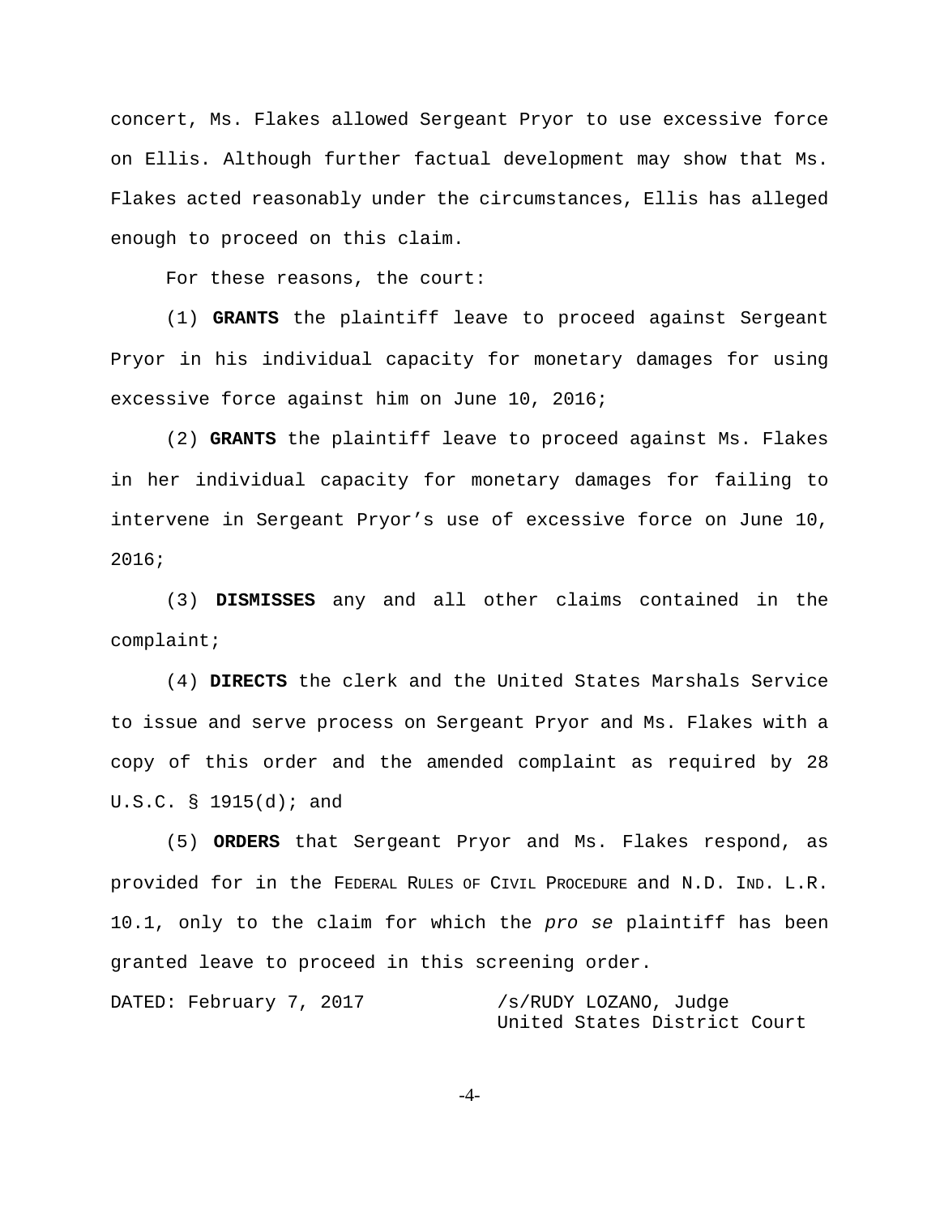concert, Ms. Flakes allowed Sergeant Pryor to use excessive force on Ellis. Although further factual development may show that Ms. Flakes acted reasonably under the circumstances, Ellis has alleged enough to proceed on this claim.

For these reasons, the court:

(1) **GRANTS** the plaintiff leave to proceed against Sergeant Pryor in his individual capacity for monetary damages for using excessive force against him on June 10, 2016;

(2) **GRANTS** the plaintiff leave to proceed against Ms. Flakes in her individual capacity for monetary damages for failing to intervene in Sergeant Pryor's use of excessive force on June 10, 2016;

(3) **DISMISSES** any and all other claims contained in the complaint;

(4) **DIRECTS** the clerk and the United States Marshals Service to issue and serve process on Sergeant Pryor and Ms. Flakes with a copy of this order and the amended complaint as required by 28 U.S.C. § 1915(d); and

(5) **ORDERS** that Sergeant Pryor and Ms. Flakes respond, as provided for in the FEDERAL RULES OF CIVIL PROCEDURE and N.D. IND. L.R. 10.1, only to the claim for which the *pro se* plaintiff has been granted leave to proceed in this screening order.

DATED: February 7, 2017

/s/RUDY LOZANO, Judge
United States District Court